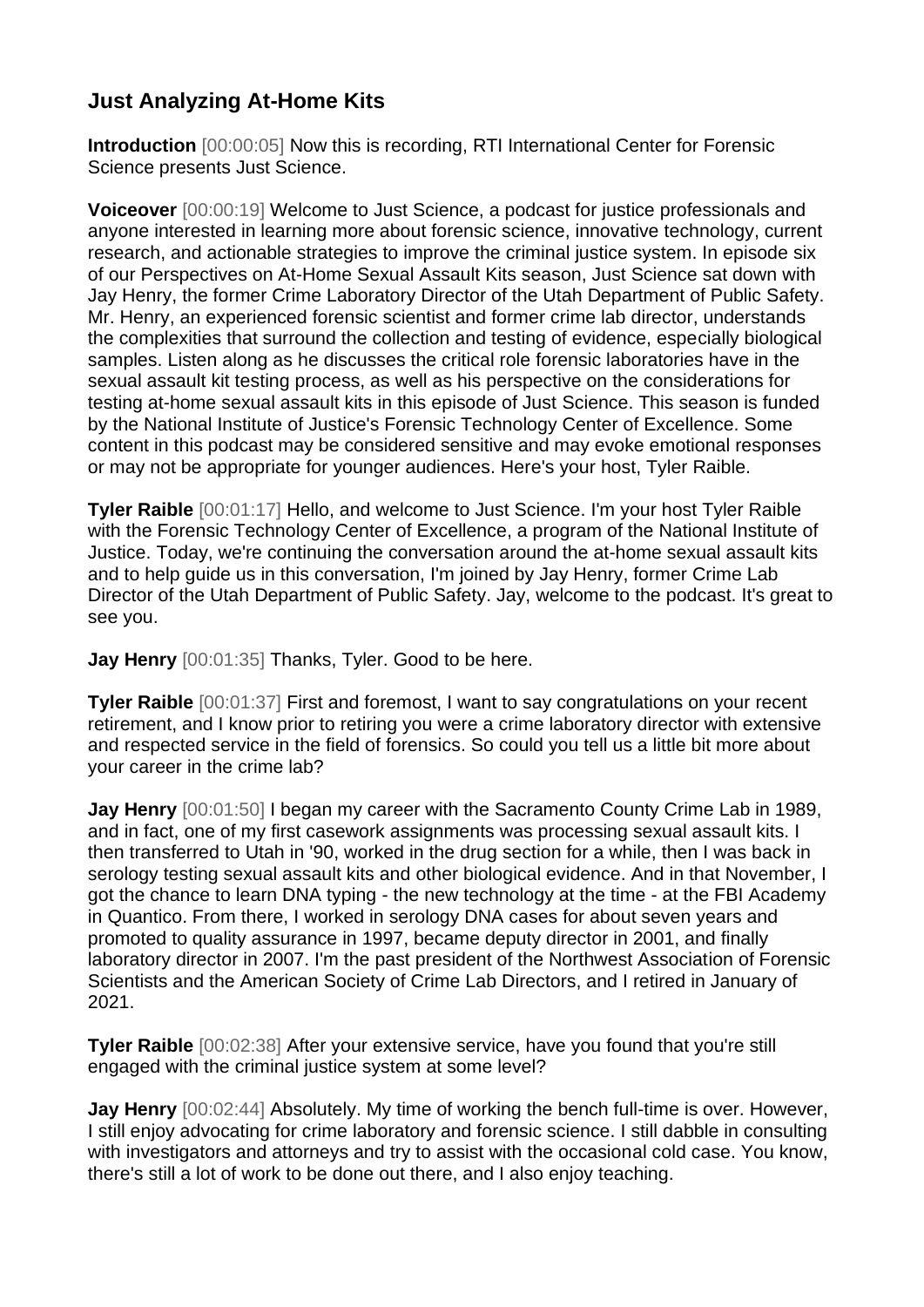## Just Analyzing At-Home Kits

**Introduction** [00:00:05] Now this is recording, RTI International Center for Forensic Science presents Just Science.

**Voiceover** [00:00:19] Welcome to Just Science, a podcast for justice professionals and anyone interested in learning more about forensic science, innovative technology, current research, and actionable strategies to improve the criminal justice system. In episode six of our Perspectives on At-Home Sexual Assault Kits season, Just Science sat down with Jay Henry, the former Crime Laboratory Director of the Utah Department of Public Safety. Mr. Henry, an experienced forensic scientist and former crime lab director, understands the complexities that surround the collection and testing of evidence, especially biological samples. Listen along as he discusses the critical role forensic laboratories have in the sexual assault kit testing process, as well as his perspective on the considerations for testing at-home sexual assault kits in this episode of Just Science. This season is funded by the National Institute of Justice's Forensic Technology Center of Excellence. Some content in this podcast may be considered sensitive and may evoke emotional responses or may not be appropriate for younger audiences. Here's your host, Tyler Raible.

**Tyler Raible** [00:01:17] Hello, and welcome to Just Science. I'm your host Tyler Raible with the Forensic Technology Center of Excellence, a program of the National Institute of Justice. Today, we're continuing the conversation around the at-home sexual assault kits and to help guide us in this conversation, I'm joined by Jay Henry, former Crime Lab Director of the Utah Department of Public Safety. Jay, welcome to the podcast. It's great to see you.

**Jay Henry** [00:01:35] Thanks, Tyler. Good to be here.

**Tyler Raible** [00:01:37] First and foremost, I want to say congratulations on your recent retirement, and I know prior to retiring you were a crime laboratory director with extensive and respected service in the field of forensics. So could you tell us a little bit more about your career in the crime lab?

**Jay Henry** [00:01:50] I began my career with the Sacramento County Crime Lab in 1989, and in fact, one of my first casework assignments was processing sexual assault kits. I then transferred to Utah in '90, worked in the drug section for a while, then I was back in serology testing sexual assault kits and other biological evidence. And in that November, I got the chance to learn DNA typing - the new technology at the time - at the FBI Academy in Quantico. From there, I worked in serology DNA cases for about seven years and promoted to quality assurance in 1997, became deputy director in 2001, and finally laboratory director in 2007. I'm the past president of the Northwest Association of Forensic Scientists and the American Society of Crime Lab Directors, and I retired in January of 2021.

**Tyler Raible** [00:02:38] After your extensive service, have you found that you're still engaged with the criminal justice system at some level?

**Jay Henry** [00:02:44] Absolutely. My time of working the bench full-time is over. However, I still enjoy advocating for crime laboratory and forensic science. I still dabble in consulting with investigators and attorneys and try to assist with the occasional cold case. You know, there's still a lot of work to be done out there, and I also enjoy teaching.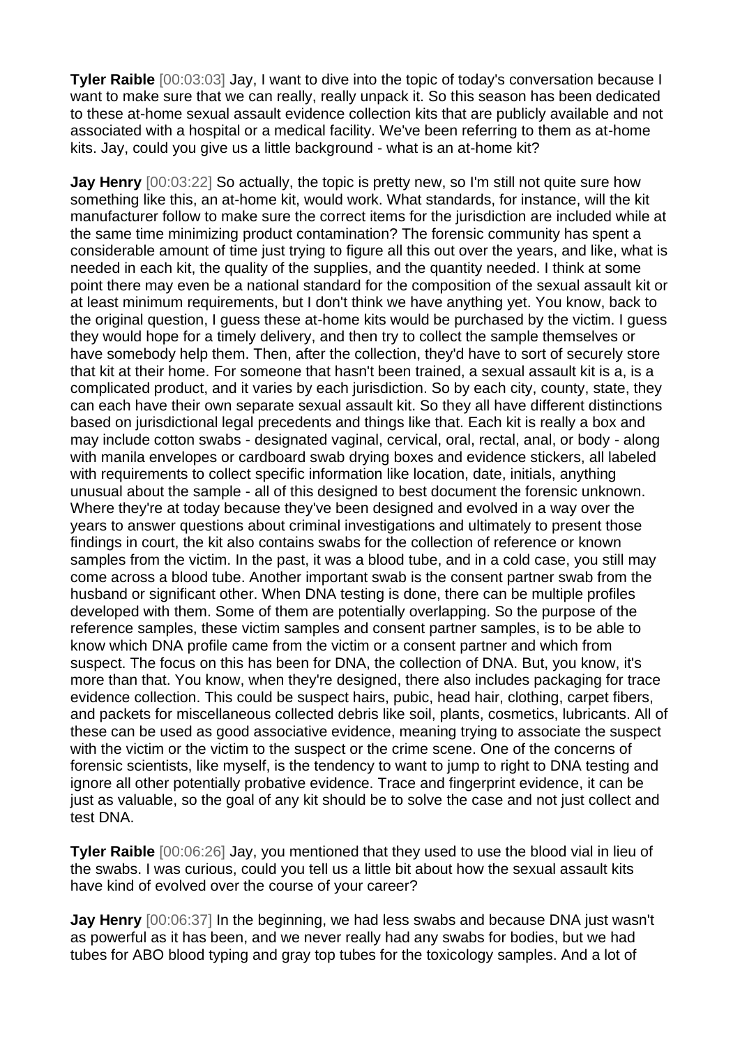**Tyler Raible** [00:03:03] Jay, I want to dive into the topic of today's conversation because I want to make sure that we can really, really unpack it. So this season has been dedicated to these at-home sexual assault evidence collection kits that are publicly available and not associated with a hospital or a medical facility. We've been referring to them as at-home kits. Jay, could you give us a little background - what is an at-home kit?

**Jay Henry** [00:03:22] So actually, the topic is pretty new, so I'm still not quite sure how something like this, an at-home kit, would work. What standards, for instance, will the kit manufacturer follow to make sure the correct items for the jurisdiction are included while at the same time minimizing product contamination? The forensic community has spent a considerable amount of time just trying to figure all this out over the years, and like, what is needed in each kit, the quality of the supplies, and the quantity needed. I think at some point there may even be a national standard for the composition of the sexual assault kit or at least minimum requirements, but I don't think we have anything yet. You know, back to the original question, I guess these at-home kits would be purchased by the victim. I guess they would hope for a timely delivery, and then try to collect the sample themselves or have somebody help them. Then, after the collection, they'd have to sort of securely store that kit at their home. For someone that hasn't been trained, a sexual assault kit is a, is a complicated product, and it varies by each jurisdiction. So by each city, county, state, they can each have their own separate sexual assault kit. So they all have different distinctions based on jurisdictional legal precedents and things like that. Each kit is really a box and may include cotton swabs - designated vaginal, cervical, oral, rectal, anal, or body - along with manila envelopes or cardboard swab drying boxes and evidence stickers, all labeled with requirements to collect specific information like location, date, initials, anything unusual about the sample - all of this designed to best document the forensic unknown. Where they're at today because they've been designed and evolved in a way over the years to answer questions about criminal investigations and ultimately to present those findings in court, the kit also contains swabs for the collection of reference or known samples from the victim. In the past, it was a blood tube, and in a cold case, you still may come across a blood tube. Another important swab is the consent partner swab from the husband or significant other. When DNA testing is done, there can be multiple profiles developed with them. Some of them are potentially overlapping. So the purpose of the reference samples, these victim samples and consent partner samples, is to be able to know which DNA profile came from the victim or a consent partner and which from suspect. The focus on this has been for DNA, the collection of DNA. But, you know, it's more than that. You know, when they're designed, there also includes packaging for trace evidence collection. This could be suspect hairs, pubic, head hair, clothing, carpet fibers, and packets for miscellaneous collected debris like soil, plants, cosmetics, lubricants. All of these can be used as good associative evidence, meaning trying to associate the suspect with the victim or the victim to the suspect or the crime scene. One of the concerns of forensic scientists, like myself, is the tendency to want to jump to right to DNA testing and ignore all other potentially probative evidence. Trace and fingerprint evidence, it can be just as valuable, so the goal of any kit should be to solve the case and not just collect and test DNA.

**Tyler Raible** [00:06:26] Jay, you mentioned that they used to use the blood vial in lieu of the swabs. I was curious, could you tell us a little bit about how the sexual assault kits have kind of evolved over the course of your career?

**Jay Henry** [00:06:37] In the beginning, we had less swabs and because DNA just wasn't as powerful as it has been, and we never really had any swabs for bodies, but we had tubes for ABO blood typing and gray top tubes for the toxicology samples. And a lot of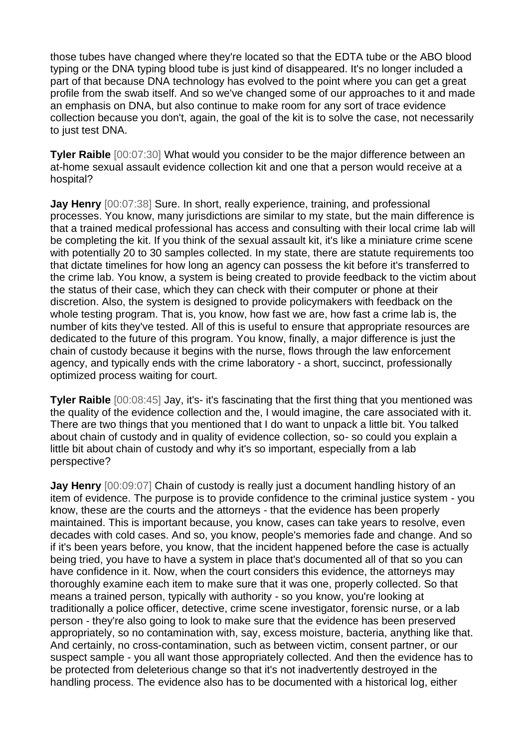those tubes have changed where they're located so that the EDTA tube or the ABO blood typing or the DNA typing blood tube is just kind of disappeared. It's no longer included a part of that because DNA technology has evolved to the point where you can get a great profile from the swab itself. And so we've changed some of our approaches to it and made an emphasis on DNA, but also continue to make room for any sort of trace evidence collection because you don't, again, the goal of the kit is to solve the case, not necessarily to just test DNA.

**Tyler Raible** [00:07:30] What would you consider to be the major difference between an at-home sexual assault evidence collection kit and one that a person would receive at a hospital?

**Jay Henry** [00:07:38] Sure. In short, really experience, training, and professional processes. You know, many jurisdictions are similar to my state, but the main difference is that a trained medical professional has access and consulting with their local crime lab will be completing the kit. If you think of the sexual assault kit, it's like a miniature crime scene with potentially 20 to 30 samples collected. In my state, there are statute requirements too that dictate timelines for how long an agency can possess the kit before it's transferred to the crime lab. You know, a system is being created to provide feedback to the victim about the status of their case, which they can check with their computer or phone at their discretion. Also, the system is designed to provide policymakers with feedback on the whole testing program. That is, you know, how fast we are, how fast a crime lab is, the number of kits they've tested. All of this is useful to ensure that appropriate resources are dedicated to the future of this program. You know, finally, a major difference is just the chain of custody because it begins with the nurse, flows through the law enforcement agency, and typically ends with the crime laboratory - a short, succinct, professionally optimized process waiting for court.

**Tyler Raible** [00:08:45] Jay, it's- it's fascinating that the first thing that you mentioned was the quality of the evidence collection and the, I would imagine, the care associated with it. There are two things that you mentioned that I do want to unpack a little bit. You talked about chain of custody and in quality of evidence collection, so- so could you explain a little bit about chain of custody and why it's so important, especially from a lab perspective?

**Jay Henry** [00:09:07] Chain of custody is really just a document handling history of an item of evidence. The purpose is to provide confidence to the criminal justice system - you know, these are the courts and the attorneys - that the evidence has been properly maintained. This is important because, you know, cases can take years to resolve, even decades with cold cases. And so, you know, people's memories fade and change. And so if it's been years before, you know, that the incident happened before the case is actually being tried, you have to have a system in place that's documented all of that so you can have confidence in it. Now, when the court considers this evidence, the attorneys may thoroughly examine each item to make sure that it was one, properly collected. So that means a trained person, typically with authority - so you know, you're looking at traditionally a police officer, detective, crime scene investigator, forensic nurse, or a lab person - they're also going to look to make sure that the evidence has been preserved appropriately, so no contamination with, say, excess moisture, bacteria, anything like that. And certainly, no cross-contamination, such as between victim, consent partner, or our suspect sample - you all want those appropriately collected. And then the evidence has to be protected from deleterious change so that it's not inadvertently destroyed in the handling process. The evidence also has to be documented with a historical log, either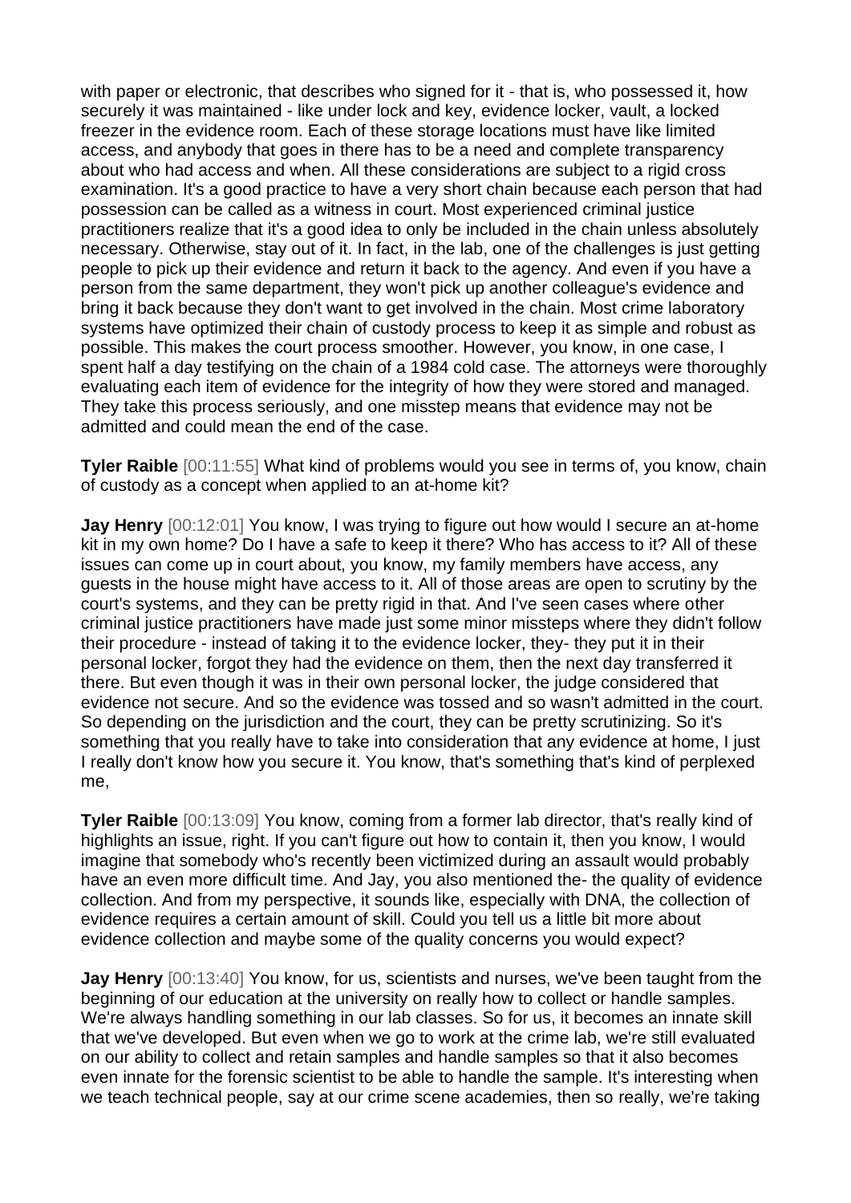with paper or electronic, that describes who signed for it - that is, who possessed it, how securely it was maintained - like under lock and key, evidence locker, vault, a locked freezer in the evidence room. Each of these storage locations must have like limited access, and anybody that goes in there has to be a need and complete transparency about who had access and when. All these considerations are subject to a rigid cross examination. It's a good practice to have a very short chain because each person that had possession can be called as a witness in court. Most experienced criminal justice practitioners realize that it's a good idea to only be included in the chain unless absolutely necessary. Otherwise, stay out of it. In fact, in the lab, one of the challenges is just getting people to pick up their evidence and return it back to the agency. And even if you have a person from the same department, they won't pick up another colleague's evidence and bring it back because they don't want to get involved in the chain. Most crime laboratory systems have optimized their chain of custody process to keep it as simple and robust as possible. This makes the court process smoother. However, you know, in one case, I spent half a day testifying on the chain of a 1984 cold case. The attorneys were thoroughly evaluating each item of evidence for the integrity of how they were stored and managed. They take this process seriously, and one misstep means that evidence may not be admitted and could mean the end of the case.

**Tyler Raible** [00:11:55] What kind of problems would you see in terms of, you know, chain of custody as a concept when applied to an at-home kit?

**Jay Henry** [00:12:01] You know, I was trying to figure out how would I secure an at-home kit in my own home? Do I have a safe to keep it there? Who has access to it? All of these issues can come up in court about, you know, my family members have access, any guests in the house might have access to it. All of those areas are open to scrutiny by the court's systems, and they can be pretty rigid in that. And I've seen cases where other criminal justice practitioners have made just some minor missteps where they didn't follow their procedure - instead of taking it to the evidence locker, they- they put it in their personal locker, forgot they had the evidence on them, then the next day transferred it there. But even though it was in their own personal locker, the judge considered that evidence not secure. And so the evidence was tossed and so wasn't admitted in the court. So depending on the jurisdiction and the court, they can be pretty scrutinizing. So it's something that you really have to take into consideration that any evidence at home, I just I really don't know how you secure it. You know, that's something that's kind of perplexed me,

**Tyler Raible** [00:13:09] You know, coming from a former lab director, that's really kind of highlights an issue, right. If you can't figure out how to contain it, then you know, I would imagine that somebody who's recently been victimized during an assault would probably have an even more difficult time. And Jay, you also mentioned the- the quality of evidence collection. And from my perspective, it sounds like, especially with DNA, the collection of evidence requires a certain amount of skill. Could you tell us a little bit more about evidence collection and maybe some of the quality concerns you would expect?

**Jay Henry** [00:13:40] You know, for us, scientists and nurses, we've been taught from the beginning of our education at the university on really how to collect or handle samples. We're always handling something in our lab classes. So for us, it becomes an innate skill that we've developed. But even when we go to work at the crime lab, we're still evaluated on our ability to collect and retain samples and handle samples so that it also becomes even innate for the forensic scientist to be able to handle the sample. It's interesting when we teach technical people, say at our crime scene academies, then so really, we're taking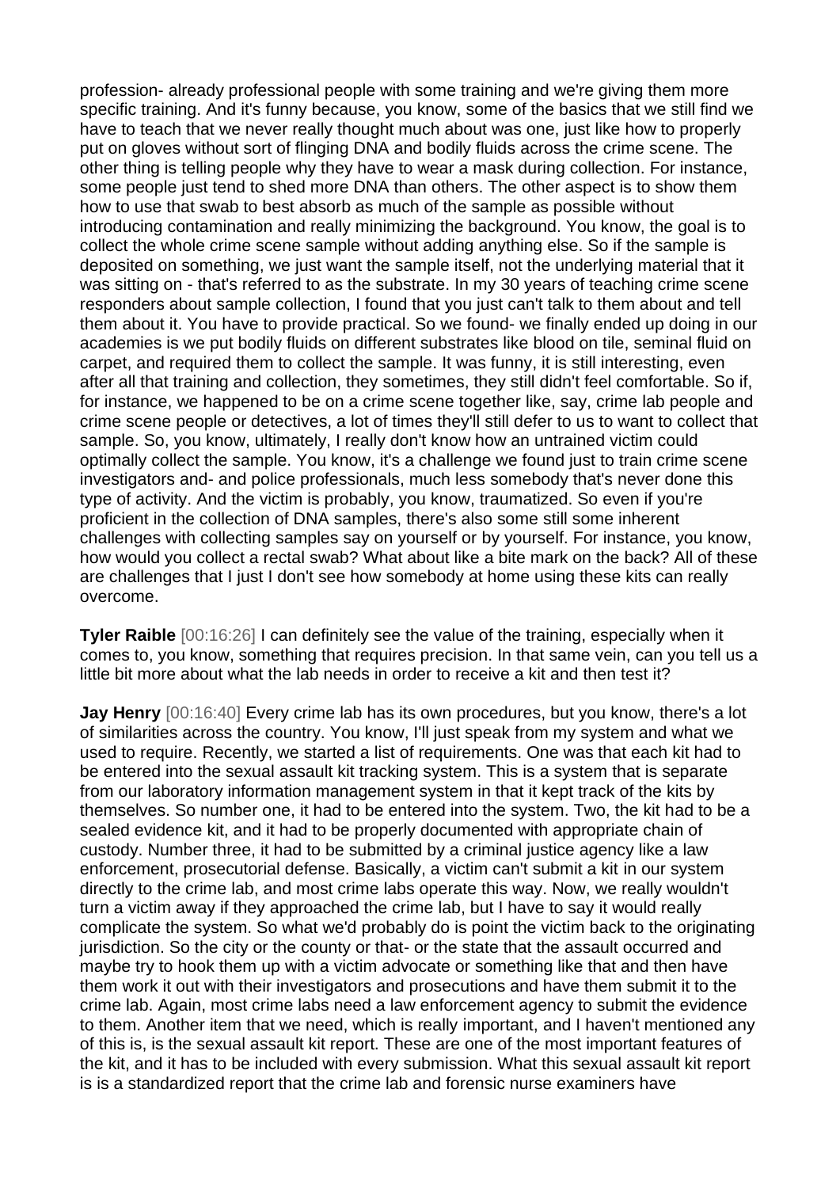profession- already professional people with some training and we're giving them more specific training. And it's funny because, you know, some of the basics that we still find we have to teach that we never really thought much about was one, just like how to properly put on gloves without sort of flinging DNA and bodily fluids across the crime scene. The other thing is telling people why they have to wear a mask during collection. For instance, some people just tend to shed more DNA than others. The other aspect is to show them how to use that swab to best absorb as much of the sample as possible without introducing contamination and really minimizing the background. You know, the goal is to collect the whole crime scene sample without adding anything else. So if the sample is deposited on something, we just want the sample itself, not the underlying material that it was sitting on - that's referred to as the substrate. In my 30 years of teaching crime scene responders about sample collection, I found that you just can't talk to them about and tell them about it. You have to provide practical. So we found- we finally ended up doing in our academies is we put bodily fluids on different substrates like blood on tile, seminal fluid on carpet, and required them to collect the sample. It was funny, it is still interesting, even after all that training and collection, they sometimes, they still didn't feel comfortable. So if, for instance, we happened to be on a crime scene together like, say, crime lab people and crime scene people or detectives, a lot of times they'll still defer to us to want to collect that sample. So, you know, ultimately, I really don't know how an untrained victim could optimally collect the sample. You know, it's a challenge we found just to train crime scene investigators and- and police professionals, much less somebody that's never done this type of activity. And the victim is probably, you know, traumatized. So even if you're proficient in the collection of DNA samples, there's also some still some inherent challenges with collecting samples say on yourself or by yourself. For instance, you know, how would you collect a rectal swab? What about like a bite mark on the back? All of these are challenges that I just I don't see how somebody at home using these kits can really overcome.

**Tyler Raible** [00:16:26] I can definitely see the value of the training, especially when it comes to, you know, something that requires precision. In that same vein, can you tell us a little bit more about what the lab needs in order to receive a kit and then test it?

**Jay Henry** [00:16:40] Every crime lab has its own procedures, but you know, there's a lot of similarities across the country. You know, I'll just speak from my system and what we used to require. Recently, we started a list of requirements. One was that each kit had to be entered into the sexual assault kit tracking system. This is a system that is separate from our laboratory information management system in that it kept track of the kits by themselves. So number one, it had to be entered into the system. Two, the kit had to be a sealed evidence kit, and it had to be properly documented with appropriate chain of custody. Number three, it had to be submitted by a criminal justice agency like a law enforcement, prosecutorial defense. Basically, a victim can't submit a kit in our system directly to the crime lab, and most crime labs operate this way. Now, we really wouldn't turn a victim away if they approached the crime lab, but I have to say it would really complicate the system. So what we'd probably do is point the victim back to the originating jurisdiction. So the city or the county or that- or the state that the assault occurred and maybe try to hook them up with a victim advocate or something like that and then have them work it out with their investigators and prosecutions and have them submit it to the crime lab. Again, most crime labs need a law enforcement agency to submit the evidence to them. Another item that we need, which is really important, and I haven't mentioned any of this is, is the sexual assault kit report. These are one of the most important features of the kit, and it has to be included with every submission. What this sexual assault kit report is is a standardized report that the crime lab and forensic nurse examiners have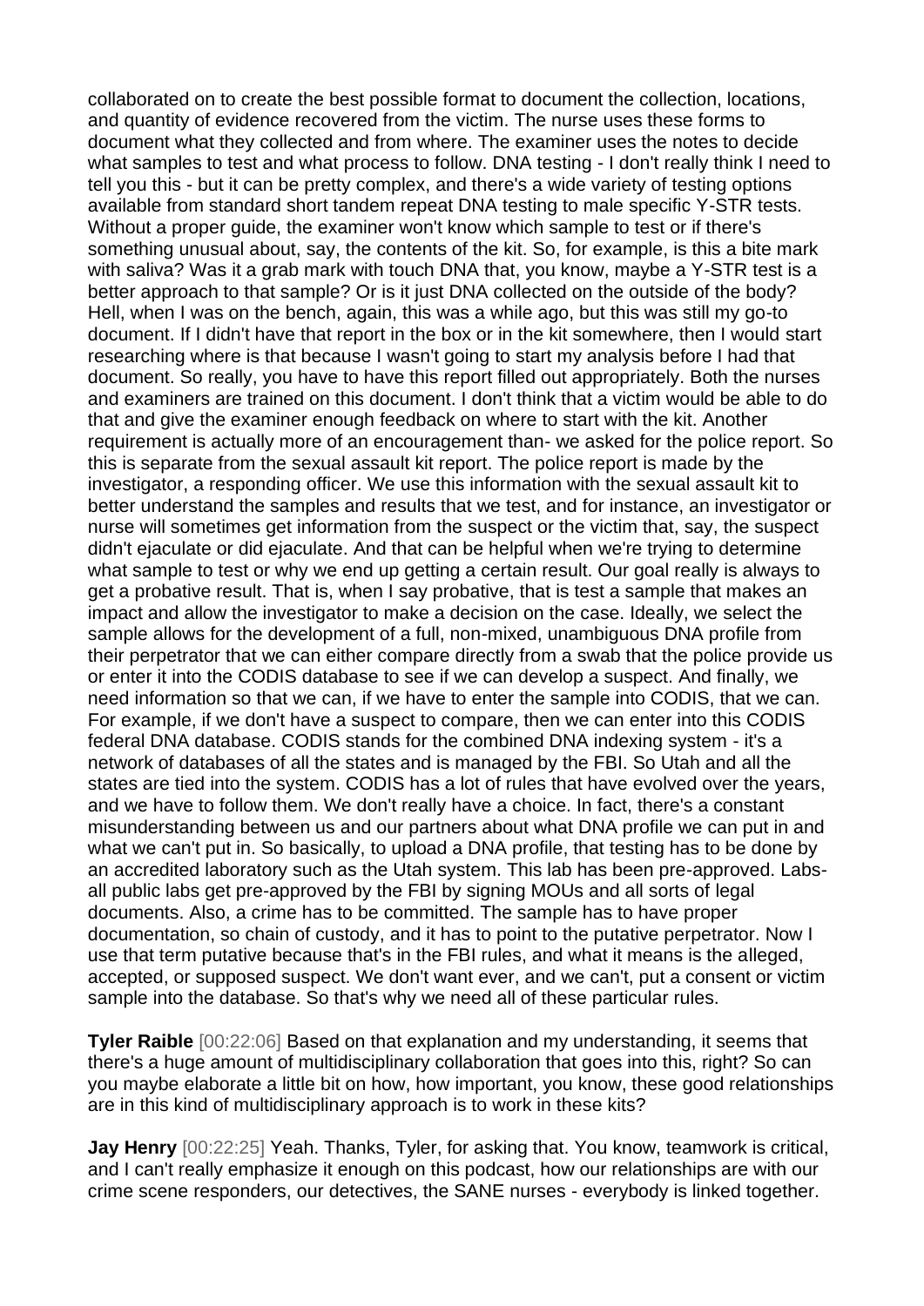collaborated on to create the best possible format to document the collection, locations, and quantity of evidence recovered from the victim. The nurse uses these forms to document what they collected and from where. The examiner uses the notes to decide what samples to test and what process to follow. DNA testing - I don't really think I need to tell you this - but it can be pretty complex, and there's a wide variety of testing options available from standard short tandem repeat DNA testing to male specific Y-STR tests. Without a proper guide, the examiner won't know which sample to test or if there's something unusual about, say, the contents of the kit. So, for example, is this a bite mark with saliva? Was it a grab mark with touch DNA that, you know, maybe a Y-STR test is a better approach to that sample? Or is it just DNA collected on the outside of the body? Hell, when I was on the bench, again, this was a while ago, but this was still my go-to document. If I didn't have that report in the box or in the kit somewhere, then I would start researching where is that because I wasn't going to start my analysis before I had that document. So really, you have to have this report filled out appropriately. Both the nurses and examiners are trained on this document. I don't think that a victim would be able to do that and give the examiner enough feedback on where to start with the kit. Another requirement is actually more of an encouragement than- we asked for the police report. So this is separate from the sexual assault kit report. The police report is made by the investigator, a responding officer. We use this information with the sexual assault kit to better understand the samples and results that we test, and for instance, an investigator or nurse will sometimes get information from the suspect or the victim that, say, the suspect didn't ejaculate or did ejaculate. And that can be helpful when we're trying to determine what sample to test or why we end up getting a certain result. Our goal really is always to get a probative result. That is, when I say probative, that is test a sample that makes an impact and allow the investigator to make a decision on the case. Ideally, we select the sample allows for the development of a full, non-mixed, unambiguous DNA profile from their perpetrator that we can either compare directly from a swab that the police provide us or enter it into the CODIS database to see if we can develop a suspect. And finally, we need information so that we can, if we have to enter the sample into CODIS, that we can. For example, if we don't have a suspect to compare, then we can enter into this CODIS federal DNA database. CODIS stands for the combined DNA indexing system - it's a network of databases of all the states and is managed by the FBI. So Utah and all the states are tied into the system. CODIS has a lot of rules that have evolved over the years, and we have to follow them. We don't really have a choice. In fact, there's a constant misunderstanding between us and our partners about what DNA profile we can put in and what we can't put in. So basically, to upload a DNA profile, that testing has to be done by an accredited laboratory such as the Utah system. This lab has been pre-approved. Labs- all public labs get pre-approved by the FBI by signing MOUs and all sorts of legal documents. Also, a crime has to be committed. The sample has to have proper documentation, so chain of custody, and it has to point to the putative perpetrator. Now I use that term putative because that's in the FBI rules, and what it means is the alleged, accepted, or supposed suspect. We don't want ever, and we can't, put a consent or victim sample into the database. So that's why we need all of these particular rules.

**Tyler Raible** [00:22:06] Based on that explanation and my understanding, it seems that there's a huge amount of multidisciplinary collaboration that goes into this, right? So can you maybe elaborate a little bit on how, how important, you know, these good relationships are in this kind of multidisciplinary approach is to work in these kits?

**Jay Henry** [00:22:25] Yeah. Thanks, Tyler, for asking that. You know, teamwork is critical, and I can't really emphasize it enough on this podcast, how our relationships are with our crime scene responders, our detectives, the SANE nurses - everybody is linked together.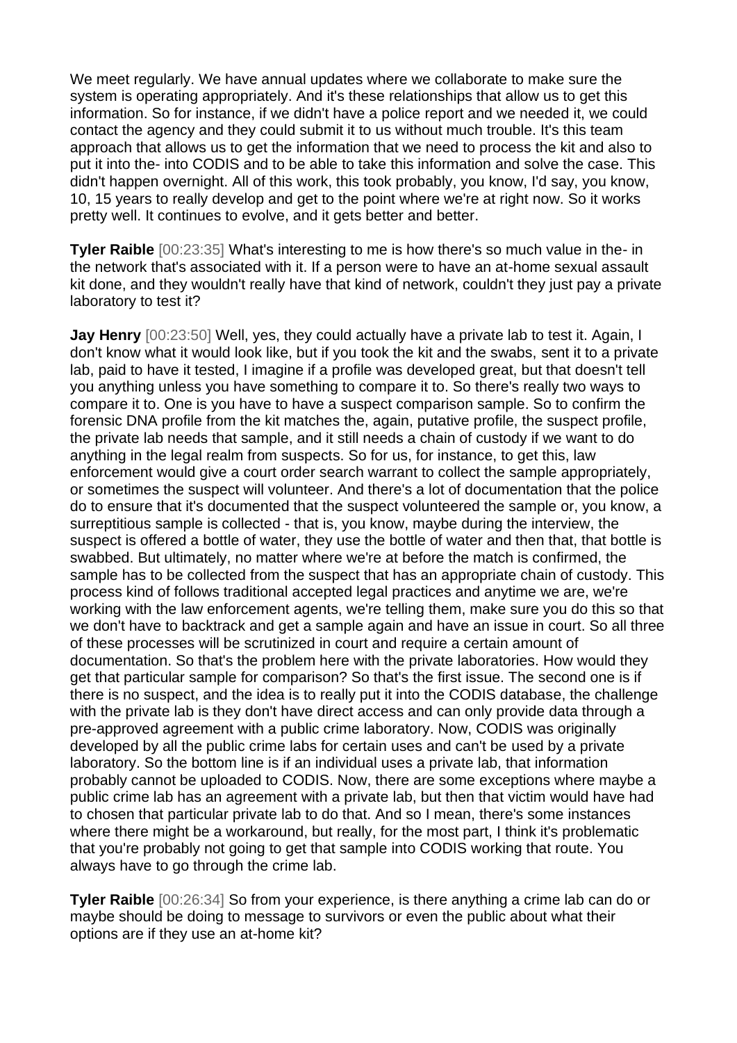We meet regularly. We have annual updates where we collaborate to make sure the system is operating appropriately. And it's these relationships that allow us to get this information. So for instance, if we didn't have a police report and we needed it, we could contact the agency and they could submit it to us without much trouble. It's this team approach that allows us to get the information that we need to process the kit and also to put it into the- into CODIS and to be able to take this information and solve the case. This didn't happen overnight. All of this work, this took probably, you know, I'd say, you know, 10, 15 years to really develop and get to the point where we're at right now. So it works pretty well. It continues to evolve, and it gets better and better.

**Tyler Raible** [00:23:35] What's interesting to me is how there's so much value in the- in the network that's associated with it. If a person were to have an at-home sexual assault kit done, and they wouldn't really have that kind of network, couldn't they just pay a private laboratory to test it?

**Jay Henry** [00:23:50] Well, yes, they could actually have a private lab to test it. Again, I don't know what it would look like, but if you took the kit and the swabs, sent it to a private lab, paid to have it tested, I imagine if a profile was developed great, but that doesn't tell you anything unless you have something to compare it to. So there's really two ways to compare it to. One is you have to have a suspect comparison sample. So to confirm the forensic DNA profile from the kit matches the, again, putative profile, the suspect profile, the private lab needs that sample, and it still needs a chain of custody if we want to do anything in the legal realm from suspects. So for us, for instance, to get this, law enforcement would give a court order search warrant to collect the sample appropriately, or sometimes the suspect will volunteer. And there's a lot of documentation that the police do to ensure that it's documented that the suspect volunteered the sample or, you know, a surreptitious sample is collected - that is, you know, maybe during the interview, the suspect is offered a bottle of water, they use the bottle of water and then that, that bottle is swabbed. But ultimately, no matter where we're at before the match is confirmed, the sample has to be collected from the suspect that has an appropriate chain of custody. This process kind of follows traditional accepted legal practices and anytime we are, we're working with the law enforcement agents, we're telling them, make sure you do this so that we don't have to backtrack and get a sample again and have an issue in court. So all three of these processes will be scrutinized in court and require a certain amount of documentation. So that's the problem here with the private laboratories. How would they get that particular sample for comparison? So that's the first issue. The second one is if there is no suspect, and the idea is to really put it into the CODIS database, the challenge with the private lab is they don't have direct access and can only provide data through a pre-approved agreement with a public crime laboratory. Now, CODIS was originally developed by all the public crime labs for certain uses and can't be used by a private laboratory. So the bottom line is if an individual uses a private lab, that information probably cannot be uploaded to CODIS. Now, there are some exceptions where maybe a public crime lab has an agreement with a private lab, but then that victim would have had to chosen that particular private lab to do that. And so I mean, there's some instances where there might be a workaround, but really, for the most part, I think it's problematic that you're probably not going to get that sample into CODIS working that route. You always have to go through the crime lab.

**Tyler Raible** [00:26:34] So from your experience, is there anything a crime lab can do or maybe should be doing to message to survivors or even the public about what their options are if they use an at-home kit?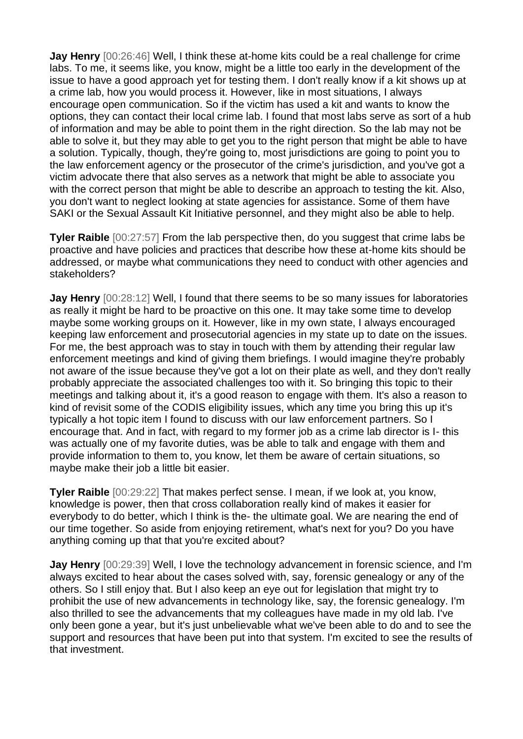**Jay Henry** [00:26:46] Well, I think these at-home kits could be a real challenge for crime labs. To me, it seems like, you know, might be a little too early in the development of the issue to have a good approach yet for testing them. I don't really know if a kit shows up at a crime lab, how you would process it. However, like in most situations, I always encourage open communication. So if the victim has used a kit and wants to know the options, they can contact their local crime lab. I found that most labs serve as sort of a hub of information and may be able to point them in the right direction. So the lab may not be able to solve it, but they may able to get you to the right person that might be able to have a solution. Typically, though, they're going to, most jurisdictions are going to point you to the law enforcement agency or the prosecutor of the crime's jurisdiction, and you've got a victim advocate there that also serves as a network that might be able to associate you with the correct person that might be able to describe an approach to testing the kit. Also, you don't want to neglect looking at state agencies for assistance. Some of them have SAKI or the Sexual Assault Kit Initiative personnel, and they might also be able to help.

**Tyler Raible** [00:27:57] From the lab perspective then, do you suggest that crime labs be proactive and have policies and practices that describe how these at-home kits should be addressed, or maybe what communications they need to conduct with other agencies and stakeholders?

**Jay Henry** [00:28:12] Well, I found that there seems to be so many issues for laboratories as really it might be hard to be proactive on this one. It may take some time to develop maybe some working groups on it. However, like in my own state, I always encouraged keeping law enforcement and prosecutorial agencies in my state up to date on the issues. For me, the best approach was to stay in touch with them by attending their regular law enforcement meetings and kind of giving them briefings. I would imagine they're probably not aware of the issue because they've got a lot on their plate as well, and they don't really probably appreciate the associated challenges too with it. So bringing this topic to their meetings and talking about it, it's a good reason to engage with them. It's also a reason to kind of revisit some of the CODIS eligibility issues, which any time you bring this up it's typically a hot topic item I found to discuss with our law enforcement partners. So I encourage that. And in fact, with regard to my former job as a crime lab director is I- this was actually one of my favorite duties, was be able to talk and engage with them and provide information to them to, you know, let them be aware of certain situations, so maybe make their job a little bit easier.

**Tyler Raible** [00:29:22] That makes perfect sense. I mean, if we look at, you know, knowledge is power, then that cross collaboration really kind of makes it easier for everybody to do better, which I think is the- the ultimate goal. We are nearing the end of our time together. So aside from enjoying retirement, what's next for you? Do you have anything coming up that that you're excited about?

**Jay Henry** [00:29:39] Well, I love the technology advancement in forensic science, and I'm always excited to hear about the cases solved with, say, forensic genealogy or any of the others. So I still enjoy that. But I also keep an eye out for legislation that might try to prohibit the use of new advancements in technology like, say, the forensic genealogy. I'm also thrilled to see the advancements that my colleagues have made in my old lab. I've only been gone a year, but it's just unbelievable what we've been able to do and to see the support and resources that have been put into that system. I'm excited to see the results of that investment.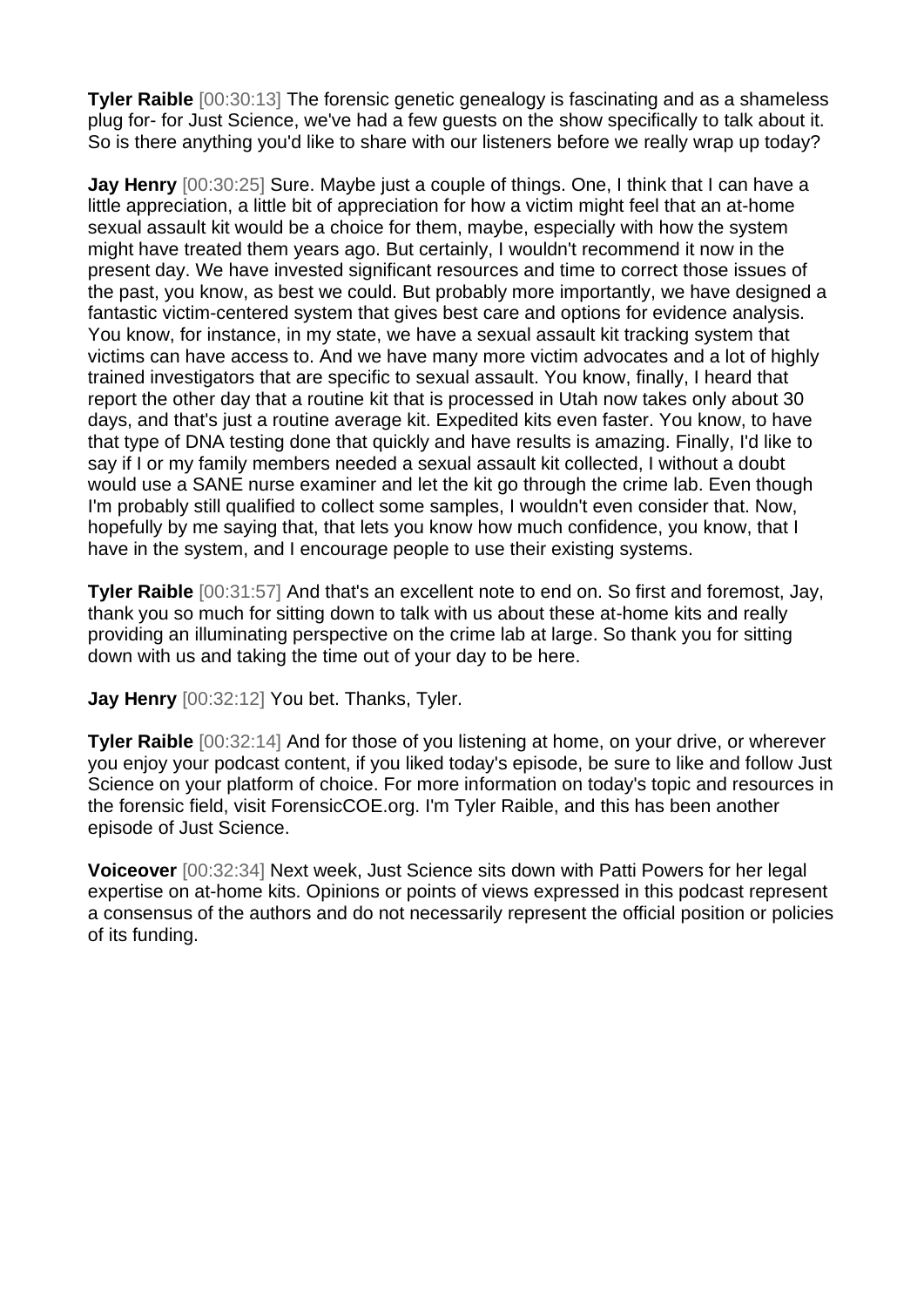**Tyler Raible** [00:30:13] The forensic genetic genealogy is fascinating and as a shameless plug for- for Just Science, we've had a few guests on the show specifically to talk about it. So is there anything you'd like to share with our listeners before we really wrap up today?

**Jay Henry** [00:30:25] Sure. Maybe just a couple of things. One, I think that I can have a little appreciation, a little bit of appreciation for how a victim might feel that an at-home sexual assault kit would be a choice for them, maybe, especially with how the system might have treated them years ago. But certainly, I wouldn't recommend it now in the present day. We have invested significant resources and time to correct those issues of the past, you know, as best we could. But probably more importantly, we have designed a fantastic victim-centered system that gives best care and options for evidence analysis. You know, for instance, in my state, we have a sexual assault kit tracking system that victims can have access to. And we have many more victim advocates and a lot of highly trained investigators that are specific to sexual assault. You know, finally, I heard that report the other day that a routine kit that is processed in Utah now takes only about 30 days, and that's just a routine average kit. Expedited kits even faster. You know, to have that type of DNA testing done that quickly and have results is amazing. Finally, I'd like to say if I or my family members needed a sexual assault kit collected, I without a doubt would use a SANE nurse examiner and let the kit go through the crime lab. Even though I'm probably still qualified to collect some samples, I wouldn't even consider that. Now, hopefully by me saying that, that lets you know how much confidence, you know, that I have in the system, and I encourage people to use their existing systems.

**Tyler Raible** [00:31:57] And that's an excellent note to end on. So first and foremost, Jay, thank you so much for sitting down to talk with us about these at-home kits and really providing an illuminating perspective on the crime lab at large. So thank you for sitting down with us and taking the time out of your day to be here.

**Jay Henry** [00:32:12] You bet. Thanks, Tyler.

**Tyler Raible** [00:32:14] And for those of you listening at home, on your drive, or wherever you enjoy your podcast content, if you liked today's episode, be sure to like and follow Just Science on your platform of choice. For more information on today's topic and resources in the forensic field, visit ForensicCOE.org. I'm Tyler Raible, and this has been another episode of Just Science.

**Voiceover** [00:32:34] Next week, Just Science sits down with Patti Powers for her legal expertise on at-home kits. Opinions or points of views expressed in this podcast represent a consensus of the authors and do not necessarily represent the official position or policies of its funding.